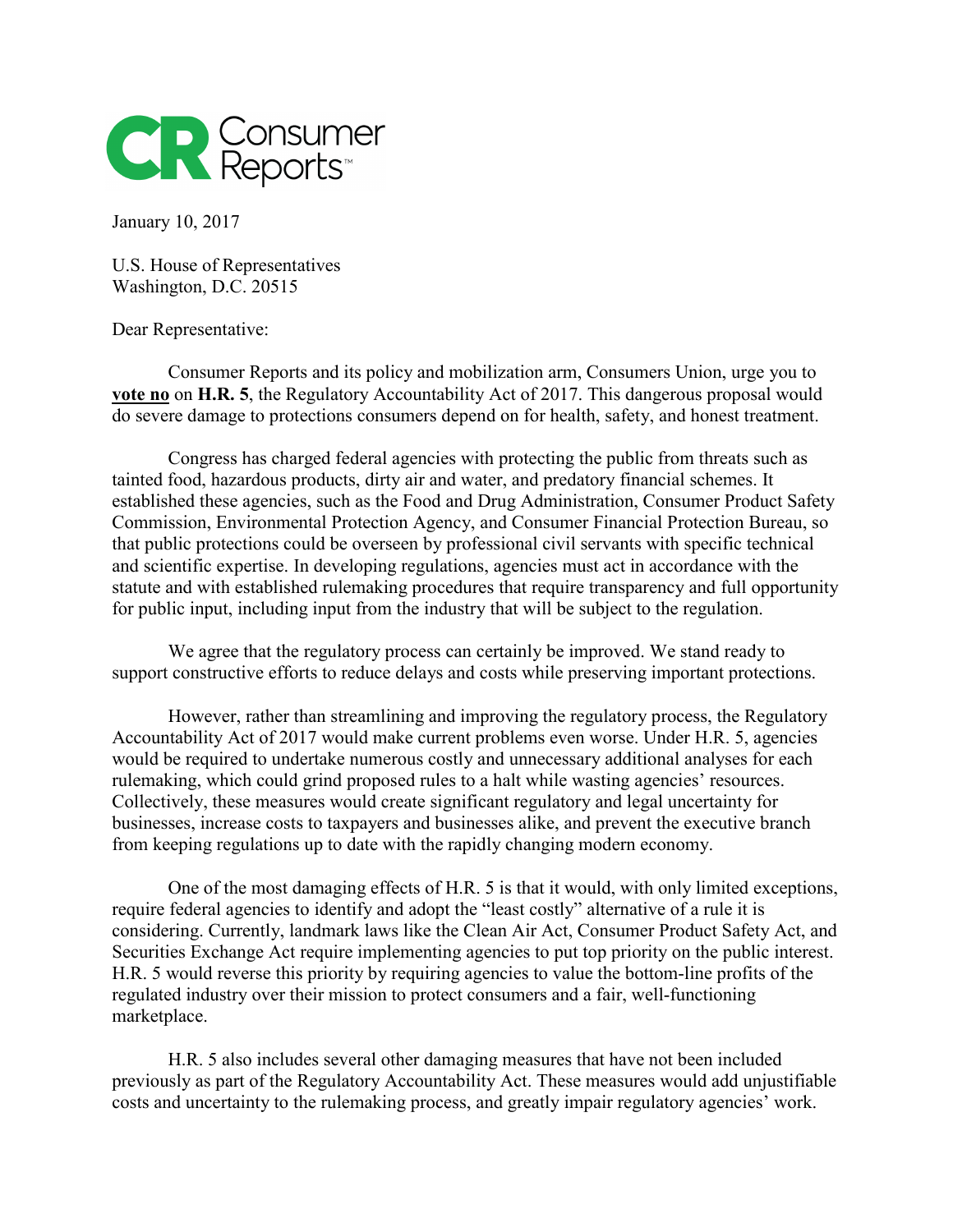Consumer Reports

January 10, 2017

U.S. House of Representatives
Washington, D.C. 20515

Dear Representative:

Consumer Reports and its policy and mobilization arm, Consumers Union, urge you to **vote no** on **H.R. 5**, the Regulatory Accountability Act of 2017. This dangerous proposal would do severe damage to protections consumers depend on for health, safety, and honest treatment.

Congress has charged federal agencies with protecting the public from threats such as tainted food, hazardous products, dirty air and water, and predatory financial schemes. It established these agencies, such as the Food and Drug Administration, Consumer Product Safety Commission, Environmental Protection Agency, and Consumer Financial Protection Bureau, so that public protections could be overseen by professional civil servants with specific technical and scientific expertise. In developing regulations, agencies must act in accordance with the statute and with established rulemaking procedures that require transparency and full opportunity for public input, including input from the industry that will be subject to the regulation.

We agree that the regulatory process can certainly be improved. We stand ready to support constructive efforts to reduce delays and costs while preserving important protections.

However, rather than streamlining and improving the regulatory process, the Regulatory Accountability Act of 2017 would make current problems even worse. Under H.R. 5, agencies would be required to undertake numerous costly and unnecessary additional analyses for each rulemaking, which could grind proposed rules to a halt while wasting agencies' resources. Collectively, these measures would create significant regulatory and legal uncertainty for businesses, increase costs to taxpayers and businesses alike, and prevent the executive branch from keeping regulations up to date with the rapidly changing modern economy.

One of the most damaging effects of H.R. 5 is that it would, with only limited exceptions, require federal agencies to identify and adopt the "least costly" alternative of a rule it is considering. Currently, landmark laws like the Clean Air Act, Consumer Product Safety Act, and Securities Exchange Act require implementing agencies to put top priority on the public interest. H.R. 5 would reverse this priority by requiring agencies to value the bottom-line profits of the regulated industry over their mission to protect consumers and a fair, well-functioning marketplace.

H.R. 5 also includes several other damaging measures that have not been included previously as part of the Regulatory Accountability Act. These measures would add unjustifiable costs and uncertainty to the rulemaking process, and greatly impair regulatory agencies' work.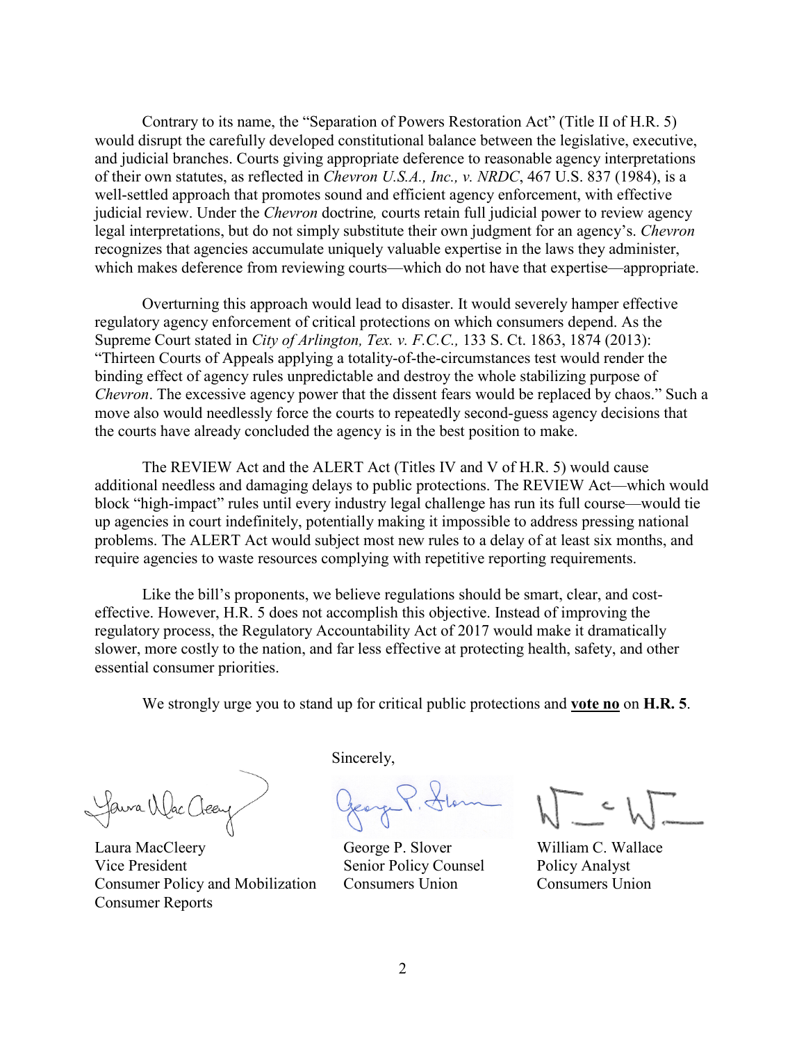Contrary to its name, the "Separation of Powers Restoration Act" (Title II of H.R. 5) would disrupt the carefully developed constitutional balance between the legislative, executive, and judicial branches. Courts giving appropriate deference to reasonable agency interpretations of their own statutes, as reflected in *Chevron U.S.A., Inc., v. NRDC*, 467 U.S. 837 (1984), is a well-settled approach that promotes sound and efficient agency enforcement, with effective judicial review. Under the *Chevron* doctrine*,* courts retain full judicial power to review agency legal interpretations, but do not simply substitute their own judgment for an agency's. *Chevron* recognizes that agencies accumulate uniquely valuable expertise in the laws they administer, which makes deference from reviewing courts—which do not have that expertise—appropriate.

Overturning this approach would lead to disaster. It would severely hamper effective regulatory agency enforcement of critical protections on which consumers depend. As the Supreme Court stated in *City of Arlington, Tex. v. F.C.C.,* 133 S. Ct. 1863, 1874 (2013): "Thirteen Courts of Appeals applying a totality-of-the-circumstances test would render the binding effect of agency rules unpredictable and destroy the whole stabilizing purpose of *Chevron*. The excessive agency power that the dissent fears would be replaced by chaos." Such a move also would needlessly force the courts to repeatedly second-guess agency decisions that the courts have already concluded the agency is in the best position to make.

The REVIEW Act and the ALERT Act (Titles IV and V of H.R. 5) would cause additional needless and damaging delays to public protections. The REVIEW Act—which would block "high-impact" rules until every industry legal challenge has run its full course—would tie up agencies in court indefinitely, potentially making it impossible to address pressing national problems. The ALERT Act would subject most new rules to a delay of at least six months, and require agencies to waste resources complying with repetitive reporting requirements.

Like the bill's proponents, we believe regulations should be smart, clear, and cost-effective. However, H.R. 5 does not accomplish this objective. Instead of improving the regulatory process, the Regulatory Accountability Act of 2017 would make it dramatically slower, more costly to the nation, and far less effective at protecting health, safety, and other essential consumer priorities.

We strongly urge you to stand up for critical public protections and **vote no** on **H.R. 5**.

Sincerely,

Laura MacCleery
Vice President
Consumer Policy and Mobilization
Consumer Reports

George P. Slover
Senior Policy Counsel
Consumers Union

William C. Wallace
Policy Analyst
Consumers Union